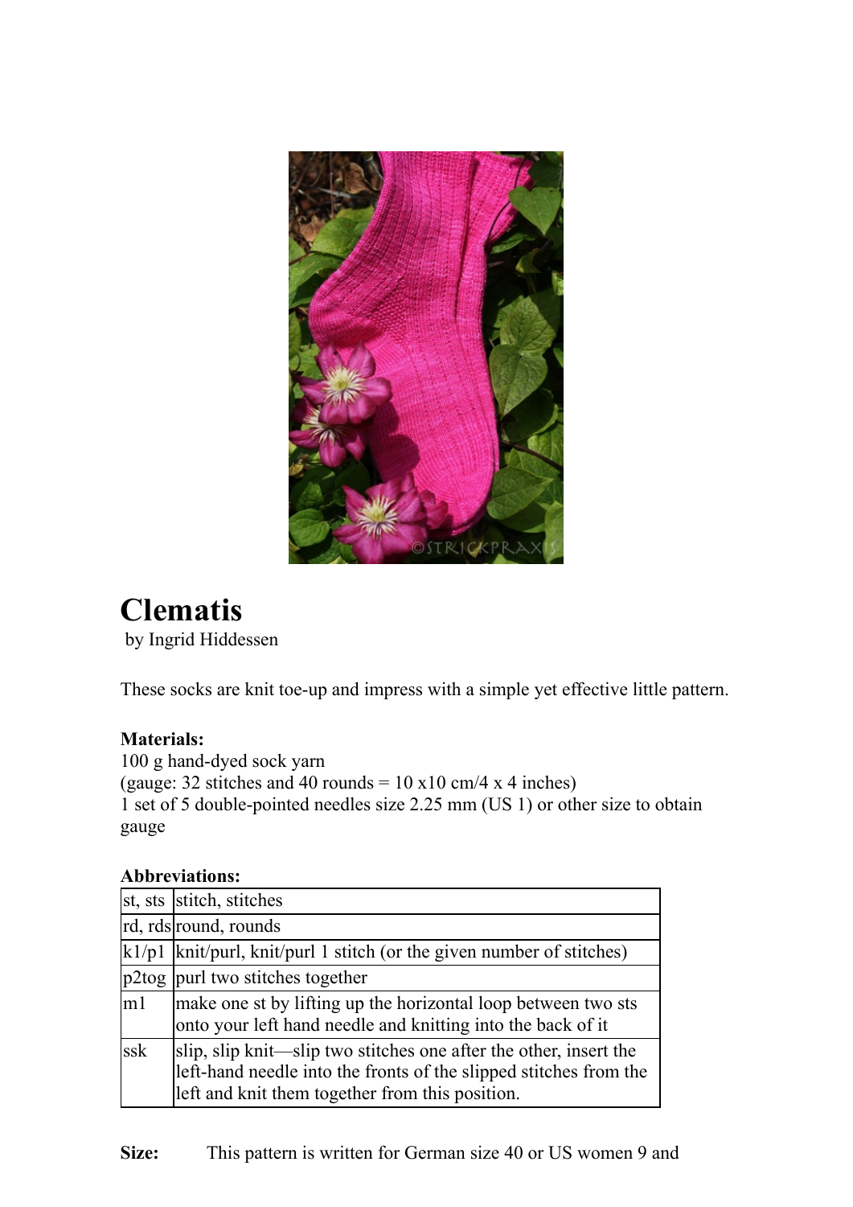# Clematis

by Ingrid Hiddessen

These socks are knit toe-up and impress with a simple yet effective little pattern.

**Materials:**
100 g hand-dyed sock yarn
(gauge: 32 stitches and 40 rounds = 10 x10 cm/4 x 4 inches)
1 set of 5 double-pointed needles size 2.25 mm (US 1) or other size to obtain gauge

**Abbreviations:**

| | |
|---|---|
| st, sts | stitch, stitches |
| rd, rds | round, rounds |
| k1/p1 | knit/purl, knit/purl 1 stitch (or the given number of stitches) |
| p2tog | purl two stitches together |
| m1 | make one st by lifting up the horizontal loop between two sts onto your left hand needle and knitting into the back of it |
| ssk | slip, slip knit—slip two stitches one after the other, insert the left-hand needle into the fronts of the slipped stitches from the left and knit them together from this position. |

**Size:** This pattern is written for German size 40 or US women 9 and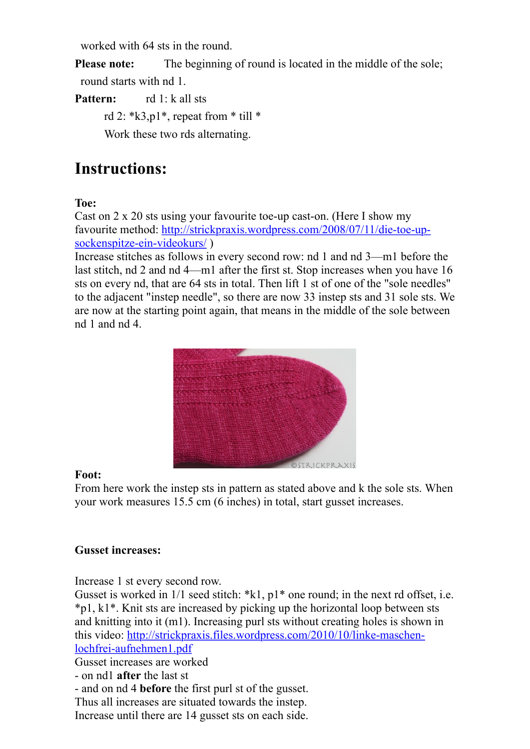worked with 64 sts in the round.

**Please note:** The beginning of round is located in the middle of the sole; round starts with nd 1.

**Pattern:** rd 1: k all sts

rd 2: *k3,p1*, repeat from * till *

Work these two rds alternating.

# Instructions:

**Toe:**

Cast on 2 x 20 sts using your favourite toe-up cast-on. (Here I show my favourite method: [http://strickpraxis.wordpress.com/2008/07/11/die-toe-up-sockenspitze-ein-videokurs/](http://strickpraxis.wordpress.com/2008/07/11/die-toe-up-sockenspitze-ein-videokurs/) )

Increase stitches as follows in every second row: nd 1 and nd 3—m1 before the last stitch, nd 2 and nd 4—m1 after the first st. Stop increases when you have 16 sts on every nd, that are 64 sts in total. Then lift 1 st of one of the "sole needles" to the adjacent "instep needle", so there are now 33 instep sts and 31 sole sts. We are now at the starting point again, that means in the middle of the sole between nd 1 and nd 4.

**Foot:**

From here work the instep sts in pattern as stated above and k the sole sts. When your work measures 15.5 cm (6 inches) in total, start gusset increases.

**Gusset increases:**

Increase 1 st every second row.

Gusset is worked in 1/1 seed stitch: *k1, p1* one round; in the next rd offset, i.e. *p1, k1*. Knit sts are increased by picking up the horizontal loop between sts and knitting into it (m1). Increasing purl sts without creating holes is shown in this video: [http://strickpraxis.files.wordpress.com/2010/10/linke-maschen-lochfrei-aufnehmen1.pdf](http://strickpraxis.files.wordpress.com/2010/10/linke-maschen-lochfrei-aufnehmen1.pdf)

Gusset increases are worked

- on nd1 **after** the last st
- and on nd 4 **before** the first purl st of the gusset.

Thus all increases are situated towards the instep.

Increase until there are 14 gusset sts on each side.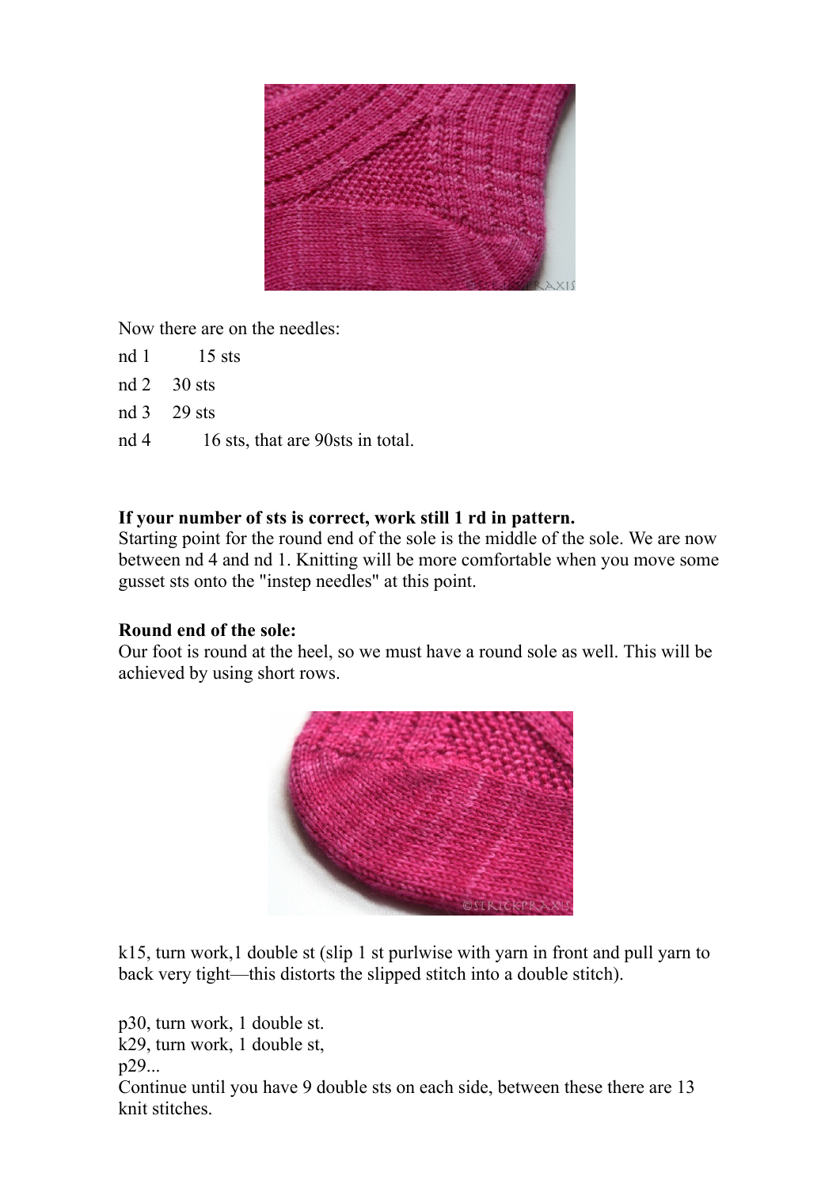Now there are on the needles:

nd 1 15 sts

nd 2 30 sts

nd 3 29 sts

nd 4 16 sts, that are 90sts in total.

**If your number of sts is correct, work still 1 rd in pattern.**
Starting point for the round end of the sole is the middle of the sole. We are now between nd 4 and nd 1. Knitting will be more comfortable when you move some gusset sts onto the "instep needles" at this point.

**Round end of the sole:**
Our foot is round at the heel, so we must have a round sole as well. This will be achieved by using short rows.

k15, turn work,1 double st (slip 1 st purlwise with yarn in front and pull yarn to back very tight—this distorts the slipped stitch into a double stitch).

p30, turn work, 1 double st.
k29, turn work, 1 double st,
p29...
Continue until you have 9 double sts on each side, between these there are 13 knit stitches.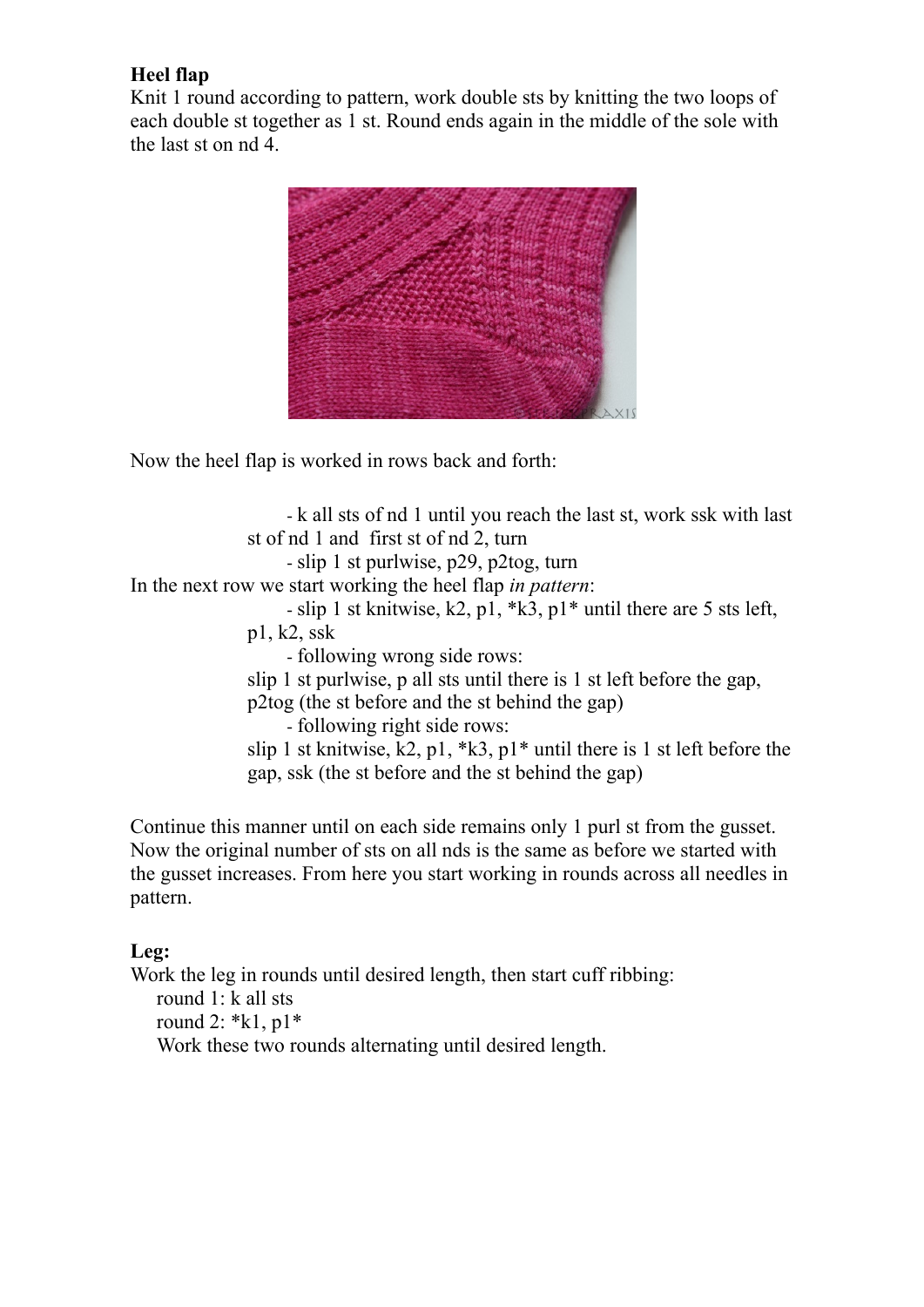**Heel flap**

Knit 1 round according to pattern, work double sts by knitting the two loops of each double st together as 1 st. Round ends again in the middle of the sole with the last st on nd 4.

Now the heel flap is worked in rows back and forth:

- k all sts of nd 1 until you reach the last st, work ssk with last st of nd 1 and first st of nd 2, turn
- slip 1 st purlwise, p29, p2tog, turn

In the next row we start working the heel flap *in pattern*:

- slip 1 st knitwise, k2, p1, *k3, p1* until there are 5 sts left, p1, k2, ssk
- following wrong side rows:
  slip 1 st purlwise, p all sts until there is 1 st left before the gap, p2tog (the st before and the st behind the gap)
- following right side rows:
  slip 1 st knitwise, k2, p1, *k3, p1* until there is 1 st left before the gap, ssk (the st before and the st behind the gap)

Continue this manner until on each side remains only 1 purl st from the gusset. Now the original number of sts on all nds is the same as before we started with the gusset increases. From here you start working in rounds across all needles in pattern.

**Leg:**

Work the leg in rounds until desired length, then start cuff ribbing:

round 1: k all sts
round 2: *k1, p1*
Work these two rounds alternating until desired length.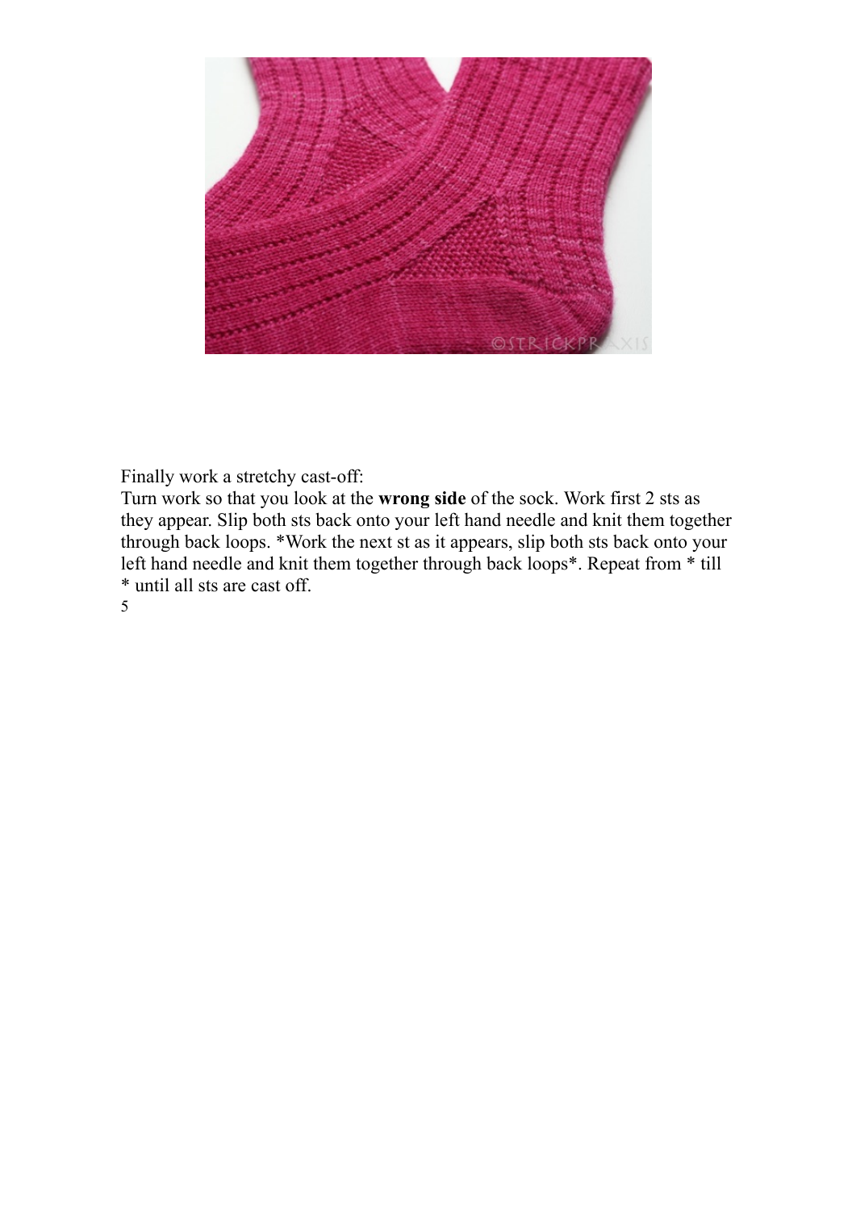Finally work a stretchy cast-off:

Turn work so that you look at the **wrong side** of the sock. Work first 2 sts as they appear. Slip both sts back onto your left hand needle and knit them together through back loops. *Work the next st as it appears, slip both sts back onto your left hand needle and knit them together through back loops*. Repeat from * till * until all sts are cast off.